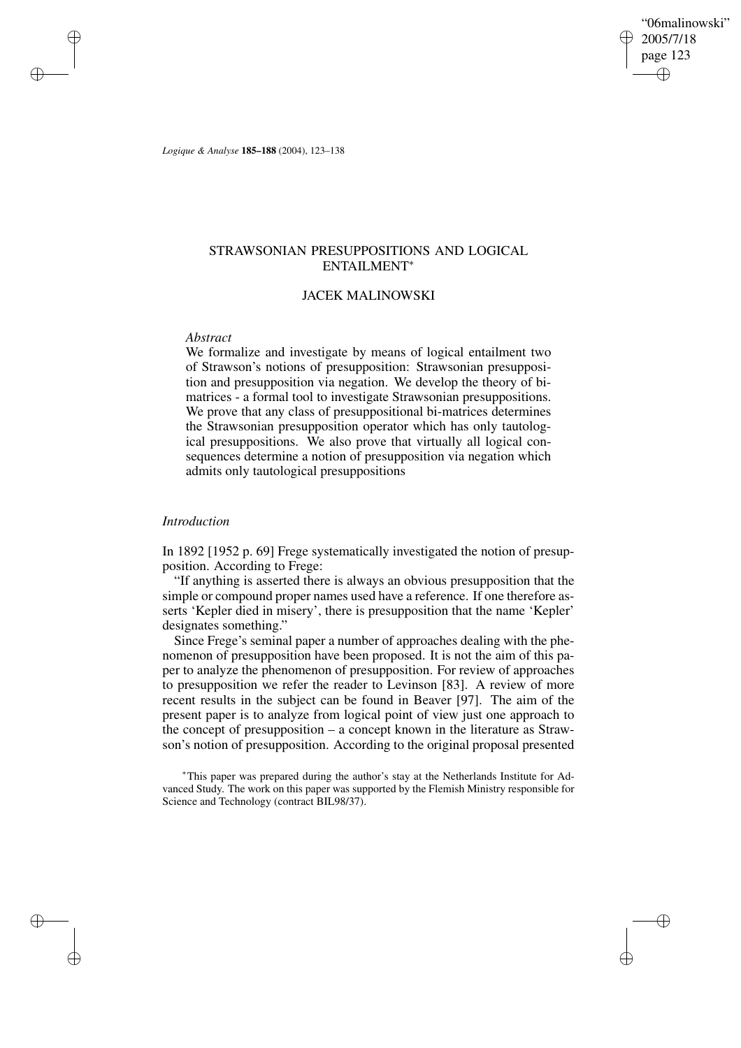# STRAWSONIAN PRESUPPOSITIONS AND LOGICAL ENTAILMENT*

## JACEK MALINOWSKI

*Abstract*

We formalize and investigate by means of logical entailment two of Strawson's notions of presupposition: Strawsonian presupposition and presupposition via negation. We develop the theory of bi-matrices - a formal tool to investigate Strawsonian presuppositions. We prove that any class of presuppositional bi-matrices determines the Strawsonian presupposition operator which has only tautological presuppositions. We also prove that virtually all logical consequences determine a notion of presupposition via negation which admits only tautological presuppositions

### *Introduction*

In 1892 [1952 p. 69] Frege systematically investigated the notion of presupposition. According to Frege:

"If anything is asserted there is always an obvious presupposition that the simple or compound proper names used have a reference. If one therefore asserts 'Kepler died in misery', there is presupposition that the name 'Kepler' designates something."

Since Frege's seminal paper a number of approaches dealing with the phenomenon of presupposition have been proposed. It is not the aim of this paper to analyze the phenomenon of presupposition. For review of approaches to presupposition we refer the reader to Levinson [83]. A review of more recent results in the subject can be found in Beaver [97]. The aim of the present paper is to analyze from logical point of view just one approach to the concept of presupposition – a concept known in the literature as Strawson's notion of presupposition. According to the original proposal presented

*This paper was prepared during the author's stay at the Netherlands Institute for Advanced Study. The work on this paper was supported by the Flemish Ministry responsible for Science and Technology (contract BIL98/37).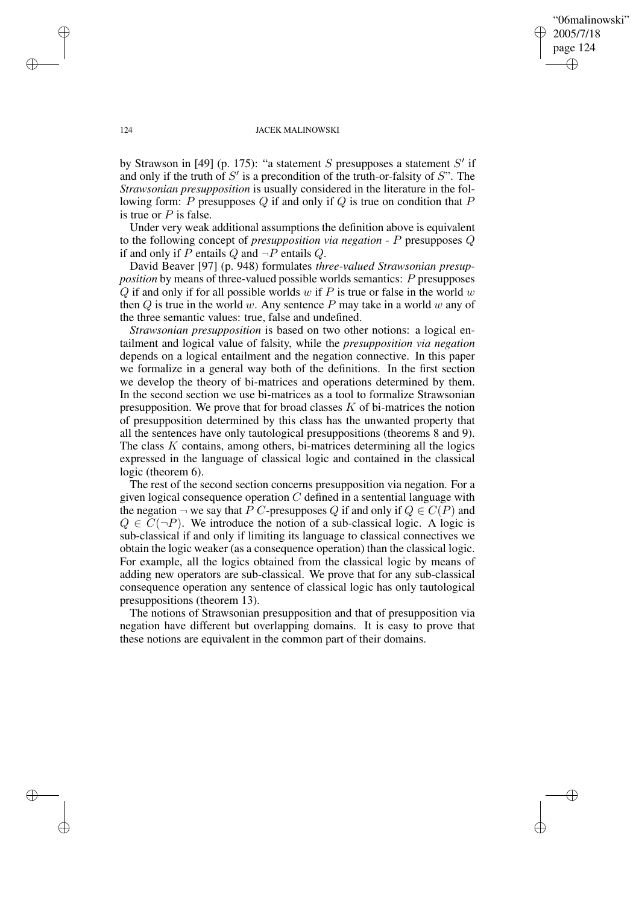by Strawson in [49] (p. 175): "a statement $S$ presupposes a statement $S'$ if and only if the truth of $S'$ is a precondition of the truth-or-falsity of $S$". The *Strawsonian presupposition* is usually considered in the literature in the following form: $P$ presupposes $Q$ if and only if $Q$ is true on condition that $P$ is true or $P$ is false.

Under very weak additional assumptions the definition above is equivalent to the following concept of *presupposition via negation* - $P$ presupposes $Q$ if and only if $P$ entails $Q$ and $\neg P$ entails $Q$.

David Beaver [97] (p. 948) formulates *three-valued Strawsonian presupposition* by means of three-valued possible worlds semantics: $P$ presupposes $Q$ if and only if for all possible worlds $w$ if $P$ is true or false in the world $w$ then $Q$ is true in the world $w$. Any sentence $P$ may take in a world $w$ any of the three semantic values: true, false and undefined.

*Strawsonian presupposition* is based on two other notions: a logical entailment and logical value of falsity, while the *presupposition via negation* depends on a logical entailment and the negation connective. In this paper we formalize in a general way both of the definitions. In the first section we develop the theory of bi-matrices and operations determined by them. In the second section we use bi-matrices as a tool to formalize Strawsonian presupposition. We prove that for broad classes $K$ of bi-matrices the notion of presupposition determined by this class has the unwanted property that all the sentences have only tautological presuppositions (theorems 8 and 9). The class $K$ contains, among others, bi-matrices determining all the logics expressed in the language of classical logic and contained in the classical logic (theorem 6).

The rest of the second section concerns presupposition via negation. For a given logical consequence operation $C$ defined in a sentential language with the negation $\neg$ we say that $P$ $C$-presupposes $Q$ if and only if $Q \in C(P)$ and $Q \in C(\neg P)$. We introduce the notion of a sub-classical logic. A logic is sub-classical if and only if limiting its language to classical connectives we obtain the logic weaker (as a consequence operation) than the classical logic. For example, all the logics obtained from the classical logic by means of adding new operators are sub-classical. We prove that for any sub-classical consequence operation any sentence of classical logic has only tautological presuppositions (theorem 13).

The notions of Strawsonian presupposition and that of presupposition via negation have different but overlapping domains. It is easy to prove that these notions are equivalent in the common part of their domains.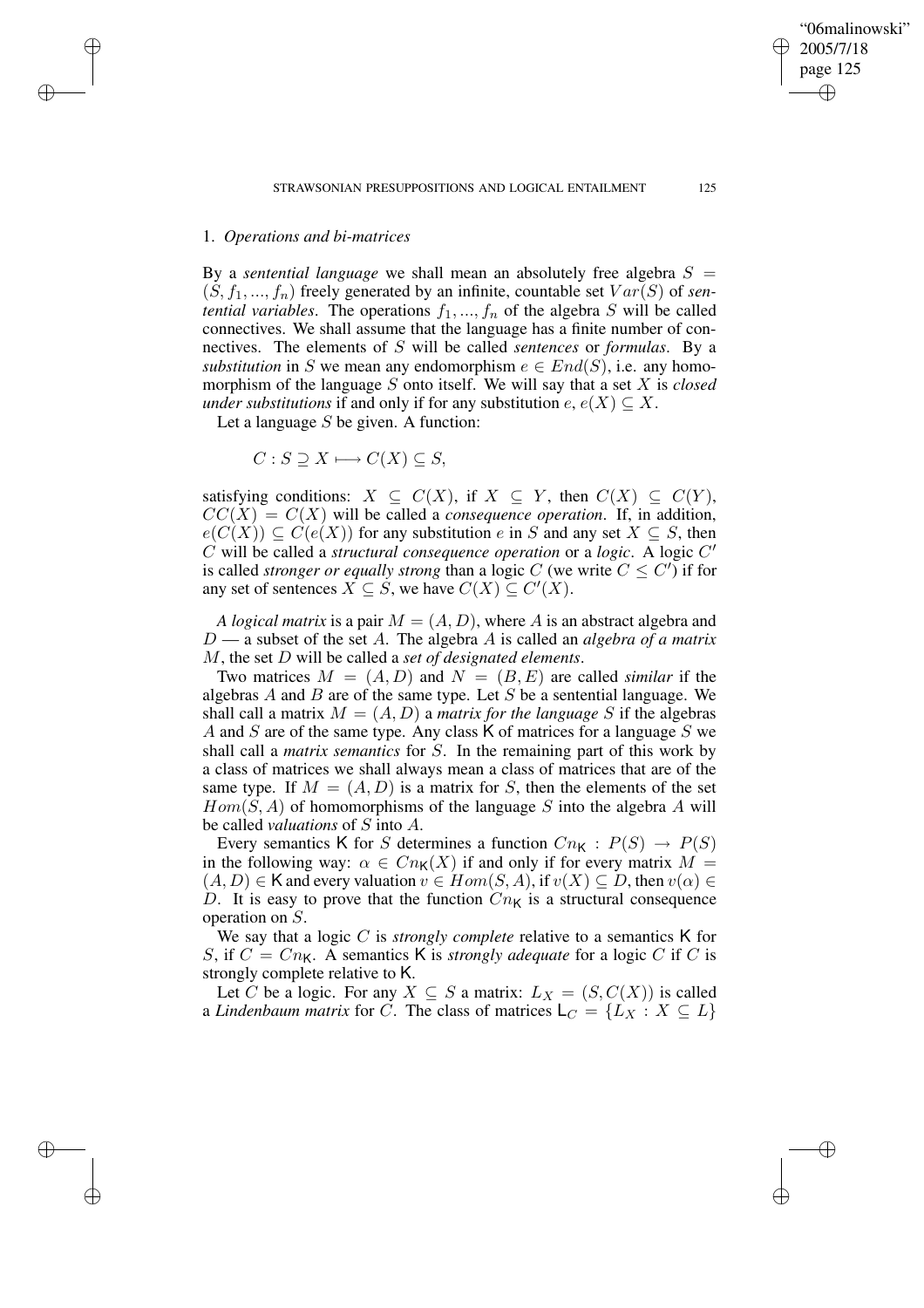## 1. *Operations and bi-matrices*

By a *sentential language* we shall mean an absolutely free algebra $S = (S, f_1, ..., f_n)$ freely generated by an infinite, countable set $Var(S)$ of *sentential variables*. The operations $f_1, ..., f_n$ of the algebra $S$ will be called connectives. We shall assume that the language has a finite number of connectives. The elements of $S$ will be called *sentences* or *formulas*. By a *substitution* in $S$ we mean any endomorphism $e \in End(S)$, i.e. any homomorphism of the language $S$ onto itself. We will say that a set $X$ is *closed under substitutions* if and only if for any substitution $e$, $e(X) \subseteq X$.

Let a language $S$ be given. A function:

$$C : S \supseteq X \longmapsto C(X) \subseteq S,$$

satisfying conditions: $X \subseteq C(X)$, if $X \subseteq Y$, then $C(X) \subseteq C(Y)$, $CC(X) = C(X)$ will be called a *consequence operation*. If, in addition, $e(C(X)) \subseteq C(e(X))$ for any substitution $e$ in $S$ and any set $X \subseteq S$, then $C$ will be called a *structural consequence operation* or a *logic*. A logic $C'$ is called *stronger or equally strong* than a logic $C$ (we write $C \leq C'$) if for any set of sentences $X \subseteq S$, we have $C(X) \subseteq C'(X)$.

*A logical matrix* is a pair $M = (A, D)$, where $A$ is an abstract algebra and $D$ — a subset of the set $A$. The algebra $A$ is called an *algebra of a matrix* $M$, the set $D$ will be called a *set of designated elements*.

Two matrices $M = (A, D)$ and $N = (B, E)$ are called *similar* if the algebras $A$ and $B$ are of the same type. Let $S$ be a sentential language. We shall call a matrix $M = (A, D)$ a *matrix for the language* $S$ if the algebras $A$ and $S$ are of the same type. Any class $\mathsf{K}$ of matrices for a language $S$ we shall call a *matrix semantics* for $S$. In the remaining part of this work by a class of matrices we shall always mean a class of matrices that are of the same type. If $M = (A, D)$ is a matrix for $S$, then the elements of the set $Hom(S, A)$ of homomorphisms of the language $S$ into the algebra $A$ will be called *valuations* of $S$ into $A$.

Every semantics $\mathsf{K}$ for $S$ determines a function $Cn_{\mathsf{K}} : P(S) \rightarrow P(S)$ in the following way: $\alpha \in Cn_{\mathsf{K}}(X)$ if and only if for every matrix $M = (A, D) \in \mathsf{K}$ and every valuation $v \in Hom(S, A)$, if $v(X) \subseteq D$, then $v(\alpha) \in D$. It is easy to prove that the function $Cn_{\mathsf{K}}$ is a structural consequence operation on $S$.

We say that a logic $C$ is *strongly complete* relative to a semantics $\mathsf{K}$ for $S$, if $C = Cn_{\mathsf{K}}$. A semantics $\mathsf{K}$ is *strongly adequate* for a logic $C$ if $C$ is strongly complete relative to $\mathsf{K}$.

Let $C$ be a logic. For any $X \subseteq S$ a matrix: $L_X = (S, C(X))$ is called a *Lindenbaum matrix* for $C$. The class of matrices $\mathsf{L}_C = \{L_X : X \subseteq L\}$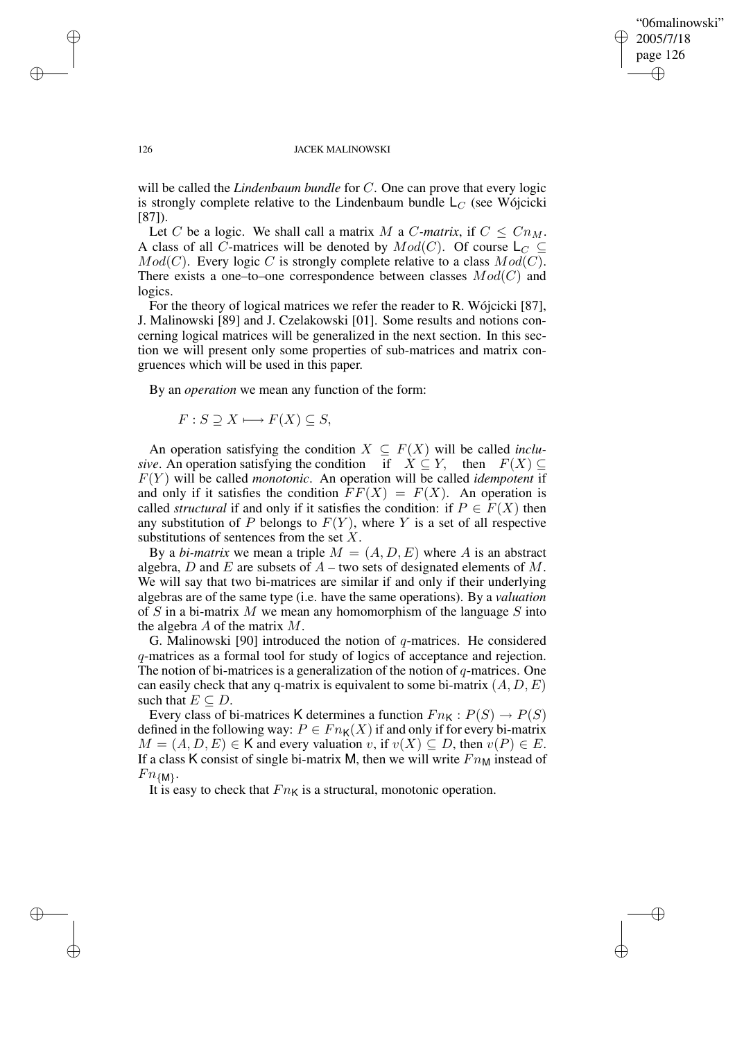will be called the *Lindenbaum bundle* for $C$. One can prove that every logic is strongly complete relative to the Lindenbaum bundle $\mathsf{L}_C$ (see Wójcicki [87]).

Let $C$ be a logic. We shall call a matrix $M$ a $C$*-matrix*, if $C \leq Cn_M$. A class of all $C$-matrices will be denoted by $Mod(C)$. Of course $\mathsf{L}_C \subseteq Mod(C)$. Every logic $C$ is strongly complete relative to a class $Mod(C)$. There exists a one–to–one correspondence between classes $Mod(C)$ and logics.

For the theory of logical matrices we refer the reader to R. Wójcicki [87], J. Malinowski [89] and J. Czelakowski [01]. Some results and notions concerning logical matrices will be generalized in the next section. In this section we will present only some properties of sub-matrices and matrix congruences which will be used in this paper.

By an *operation* we mean any function of the form:

$$F : S \supseteq X \longmapsto F(X) \subseteq S,$$

An operation satisfying the condition $X \subseteq F(X)$ will be called *inclusive*. An operation satisfying the condition if $X \subseteq Y$, then $F(X) \subseteq F(Y)$ will be called *monotonic*. An operation will be called *idempotent* if and only if it satisfies the condition $FF(X) = F(X)$. An operation is called *structural* if and only if it satisfies the condition: if $P \in F(X)$ then any substitution of $P$ belongs to $F(Y)$, where $Y$ is a set of all respective substitutions of sentences from the set $X$.

By a *bi-matrix* we mean a triple $M = (A, D, E)$ where $A$ is an abstract algebra, $D$ and $E$ are subsets of $A$ – two sets of designated elements of $M$. We will say that two bi-matrices are similar if and only if their underlying algebras are of the same type (i.e. have the same operations). By a *valuation* of $S$ in a bi-matrix $M$ we mean any homomorphism of the language $S$ into the algebra $A$ of the matrix $M$.

G. Malinowski [90] introduced the notion of $q$-matrices. He considered $q$-matrices as a formal tool for study of logics of acceptance and rejection. The notion of bi-matrices is a generalization of the notion of $q$-matrices. One can easily check that any q-matrix is equivalent to some bi-matrix $(A, D, E)$ such that $E \subseteq D$.

Every class of bi-matrices $\mathsf{K}$ determines a function $Fn_{\mathsf{K}} : P(S) \rightarrow P(S)$ defined in the following way: $P \in Fn_{\mathsf{K}}(X)$ if and only if for every bi-matrix $M = (A, D, E) \in \mathsf{K}$ and every valuation $v$, if $v(X) \subseteq D$, then $v(P) \in E$. If a class $\mathsf{K}$ consist of single bi-matrix $\mathsf{M}$, then we will write $Fn_{\mathsf{M}}$ instead of $Fn_{\{\mathsf{M}\}}$.

It is easy to check that $Fn_{\mathsf{K}}$ is a structural, monotonic operation.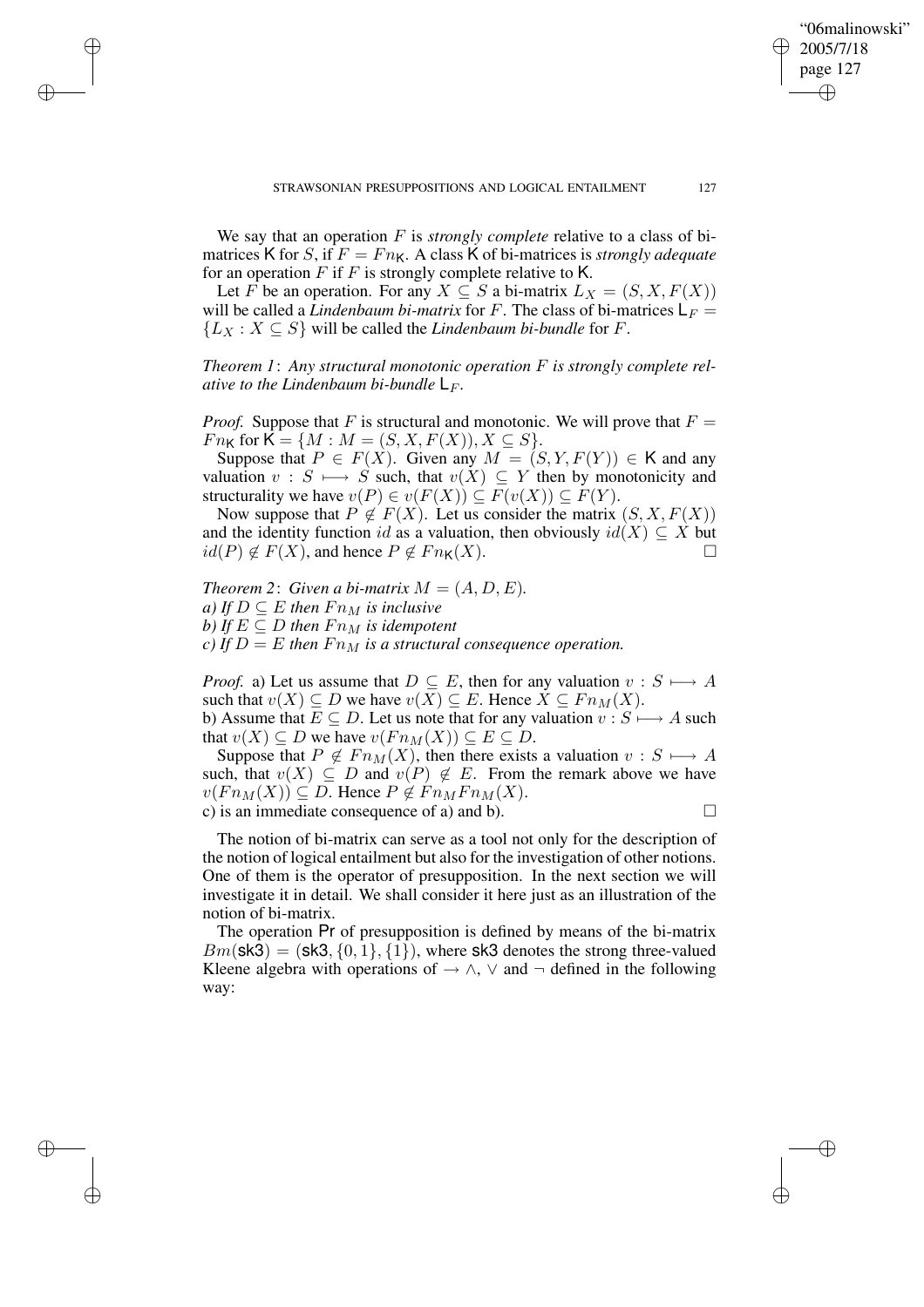We say that an operation $F$ is *strongly complete* relative to a class of bi-matrices $\mathsf{K}$ for $S$, if $F = Fn_{\mathsf{K}}$. A class $\mathsf{K}$ of bi-matrices is *strongly adequate* for an operation $F$ if $F$ is strongly complete relative to $\mathsf{K}$.

Let $F$ be an operation. For any $X \subseteq S$ a bi-matrix $L_X = (S, X, F(X))$ will be called a *Lindenbaum bi-matrix* for $F$. The class of bi-matrices $\mathsf{L}_F = \{L_X : X \subseteq S\}$ will be called the *Lindenbaum bi-bundle* for $F$.

*Theorem 1*: *Any structural monotonic operation $F$ is strongly complete relative to the Lindenbaum bi-bundle $\mathsf{L}_F$.*

*Proof.* Suppose that $F$ is structural and monotonic. We will prove that $F = Fn_{\mathsf{K}}$ for $\mathsf{K} = \{M : M = (S, X, F(X)), X \subseteq S\}$.

Suppose that $P \in F(X)$. Given any $M = (S, Y, F(Y)) \in \mathsf{K}$ and any valuation $v : S \longmapsto S$ such, that $v(X) \subseteq Y$ then by monotonicity and structurality we have $v(P) \in v(F(X)) \subseteq F(v(X)) \subseteq F(Y)$.

Now suppose that $P \notin F(X)$. Let us consider the matrix $(S, X, F(X))$ and the identity function $id$ as a valuation, then obviously $id(X) \subseteq X$ but $id(P) \notin F(X)$, and hence $P \notin Fn_{\mathsf{K}}(X)$. □

*Theorem 2*: *Given a bi-matrix $M = (A, D, E)$.*
*a) If $D \subseteq E$ then $Fn_M$ is inclusive*
*b) If $E \subseteq D$ then $Fn_M$ is idempotent*
*c) If $D = E$ then $Fn_M$ is a structural consequence operation.*

*Proof.* a) Let us assume that $D \subseteq E$, then for any valuation $v : S \longmapsto A$ such that $v(X) \subseteq D$ we have $v(X) \subseteq E$. Hence $X \subseteq Fn_M(X)$.
b) Assume that $E \subseteq D$. Let us note that for any valuation $v : S \longmapsto A$ such that $v(X) \subseteq D$ we have $v(Fn_M(X)) \subseteq E \subseteq D$.

Suppose that $P \notin Fn_M(X)$, then there exists a valuation $v : S \longmapsto A$ such, that $v(X) \subseteq D$ and $v(P) \notin E$. From the remark above we have $v(Fn_M(X)) \subseteq D$. Hence $P \notin Fn_M Fn_M(X)$.
c) is an immediate consequence of a) and b). □

The notion of bi-matrix can serve as a tool not only for the description of the notion of logical entailment but also for the investigation of other notions. One of them is the operator of presupposition. In the next section we will investigate it in detail. We shall consider it here just as an illustration of the notion of bi-matrix.

The operation $\mathsf{Pr}$ of presupposition is defined by means of the bi-matrix $Bm(\mathsf{sk3}) = (\mathsf{sk3}, \{0, 1\}, \{1\})$, where $\mathsf{sk3}$ denotes the strong three-valued Kleene algebra with operations of $\rightarrow$ $\wedge$, $\vee$ and $\neg$ defined in the following way: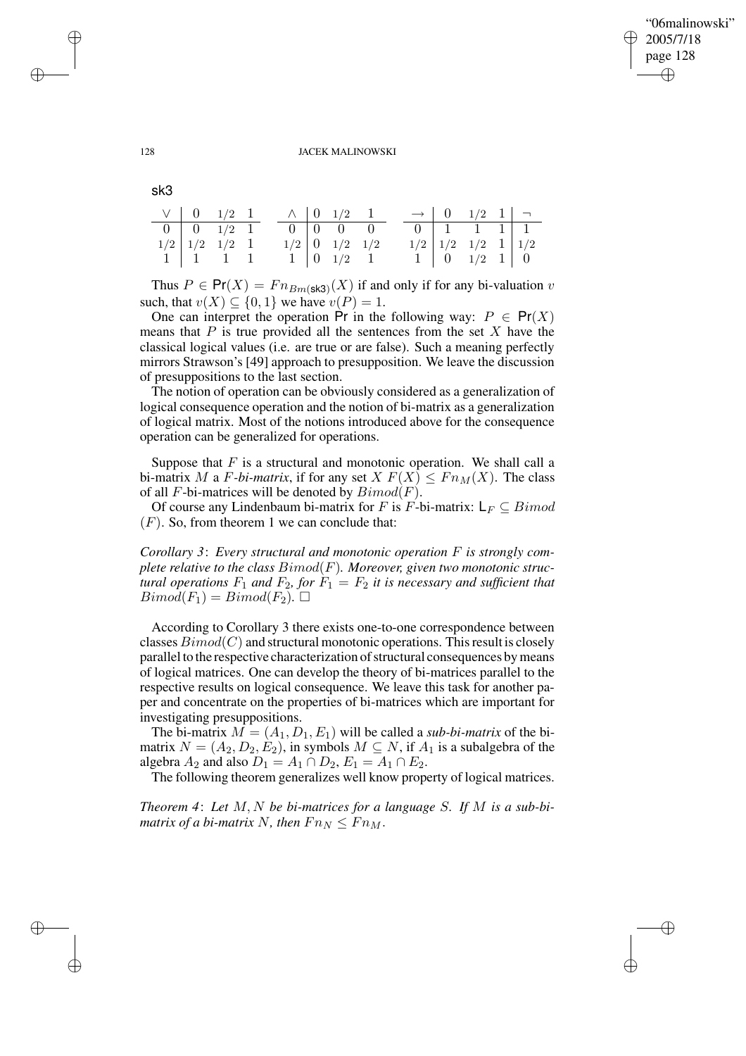sk3

| $\vee$ | $0$ | $1/2$ | $1$ |
|---|---|---|---|
| $0$ | $0$ | $1/2$ | $1$ |
| $1/2$ | $1/2$ | $1/2$ | $1$ |
| $1$ | $1$ | $1$ | $1$ |

| $\wedge$ | $0$ | $1/2$ | $1$ |
|---|---|---|---|
| $0$ | $0$ | $0$ | $0$ |
| $1/2$ | $0$ | $1/2$ | $1/2$ |
| $1$ | $0$ | $1/2$ | $1$ |

| $\rightarrow$ | $0$ | $1/2$ | $1$ | $\neg$ |
|---|---|---|---|---|
| $0$ | $1$ | $1$ | $1$ | $1$ |
| $1/2$ | $1/2$ | $1/2$ | $1$ | $1/2$ |
| $1$ | $0$ | $1/2$ | $1$ | $0$ |

Thus $P \in \mathsf{Pr}(X) = Fn_{Bm(\mathsf{sk3})}(X)$ if and only if for any bi-valuation $v$ such, that $v(X) \subseteq \{0, 1\}$ we have $v(P) = 1$.

One can interpret the operation $\mathsf{Pr}$ in the following way: $P \in \mathsf{Pr}(X)$ means that $P$ is true provided all the sentences from the set $X$ have the classical logical values (i.e. are true or are false). Such a meaning perfectly mirrors Strawson's [49] approach to presupposition. We leave the discussion of presuppositions to the last section.

The notion of operation can be obviously considered as a generalization of logical consequence operation and the notion of bi-matrix as a generalization of logical matrix. Most of the notions introduced above for the consequence operation can be generalized for operations.

Suppose that $F$ is a structural and monotonic operation. We shall call a bi-matrix $M$ a *$F$-bi-matrix*, if for any set $X$ $F(X) \leq Fn_M(X)$. The class of all $F$-bi-matrices will be denoted by $Bimod(F)$.

Of course any Lindenbaum bi-matrix for $F$ is $F$-bi-matrix: $\mathsf{L}_F \subseteq Bimod$ $(F)$. So, from theorem 1 we can conclude that:

*Corollary 3*: *Every structural and monotonic operation $F$ is strongly complete relative to the class $Bimod(F)$. Moreover, given two monotonic structural operations $F_1$ and $F_2$, for $F_1 = F_2$ it is necessary and sufficient that $Bimod(F_1) = Bimod(F_2)$.* $\square$

According to Corollary 3 there exists one-to-one correspondence between classes $Bimod(C)$ and structural monotonic operations. This result is closely parallel to the respective characterization of structural consequences by means of logical matrices. One can develop the theory of bi-matrices parallel to the respective results on logical consequence. We leave this task for another paper and concentrate on the properties of bi-matrices which are important for investigating presuppositions.

The bi-matrix $M = (A_1, D_1, E_1)$ will be called a *sub-bi-matrix* of the bi-matrix $N = (A_2, D_2, E_2)$, in symbols $M \subseteq N$, if $A_1$ is a subalgebra of the algebra $A_2$ and also $D_1 = A_1 \cap D_2$, $E_1 = A_1 \cap E_2$.

The following theorem generalizes well know property of logical matrices.

*Theorem 4*: *Let $M, N$ be bi-matrices for a language $S$. If $M$ is a sub-bi-matrix of a bi-matrix $N$, then $Fn_N \leq Fn_M$.*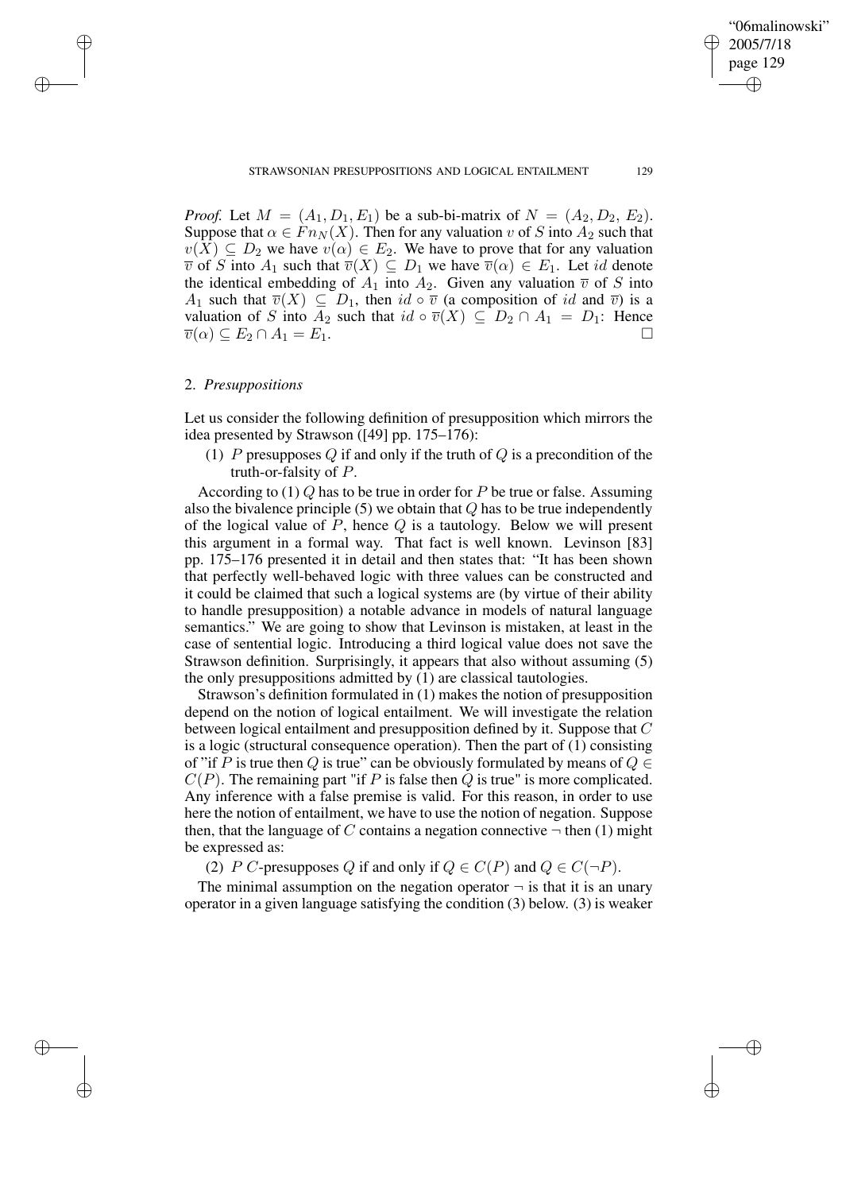*Proof.* Let $M = (A_1, D_1, E_1)$ be a sub-bi-matrix of $N = (A_2, D_2, E_2)$. Suppose that $\alpha \in Fn_N(X)$. Then for any valuation $v$ of $S$ into $A_2$ such that $v(X) \subseteq D_2$ we have $v(\alpha) \in E_2$. We have to prove that for any valuation $\overline{v}$ of $S$ into $A_1$ such that $\overline{v}(X) \subseteq D_1$ we have $\overline{v}(\alpha) \in E_1$. Let $id$ denote the identical embedding of $A_1$ into $A_2$. Given any valuation $\overline{v}$ of $S$ into $A_1$ such that $\overline{v}(X) \subseteq D_1$, then $id \circ \overline{v}$ (a composition of $id$ and $\overline{v}$) is a valuation of $S$ into $A_2$ such that $id \circ \overline{v}(X) \subseteq D_2 \cap A_1 = D_1$: Hence $\overline{v}(\alpha) \subseteq E_2 \cap A_1 = E_1$. □

## 2. *Presuppositions*

Let us consider the following definition of presupposition which mirrors the idea presented by Strawson ([49] pp. 175–176):

(1) $P$ presupposes $Q$ if and only if the truth of $Q$ is a precondition of the truth-or-falsity of $P$.

According to (1) $Q$ has to be true in order for $P$ be true or false. Assuming also the bivalence principle (5) we obtain that $Q$ has to be true independently of the logical value of $P$, hence $Q$ is a tautology. Below we will present this argument in a formal way. That fact is well known. Levinson [83] pp. 175–176 presented it in detail and then states that: "It has been shown that perfectly well-behaved logic with three values can be constructed and it could be claimed that such a logical systems are (by virtue of their ability to handle presupposition) a notable advance in models of natural language semantics." We are going to show that Levinson is mistaken, at least in the case of sentential logic. Introducing a third logical value does not save the Strawson definition. Surprisingly, it appears that also without assuming (5) the only presuppositions admitted by (1) are classical tautologies.

Strawson's definition formulated in (1) makes the notion of presupposition depend on the notion of logical entailment. We will investigate the relation between logical entailment and presupposition defined by it. Suppose that $C$ is a logic (structural consequence operation). Then the part of (1) consisting of "if $P$ is true then $Q$ is true" can be obviously formulated by means of $Q \in C(P)$. The remaining part "if $P$ is false then $Q$ is true" is more complicated. Any inference with a false premise is valid. For this reason, in order to use here the notion of entailment, we have to use the notion of negation. Suppose then, that the language of $C$ contains a negation connective $\neg$ then (1) might be expressed as:

(2) $P$ $C$-presupposes $Q$ if and only if $Q \in C(P)$ and $Q \in C(\neg P)$.

The minimal assumption on the negation operator $\neg$ is that it is an unary operator in a given language satisfying the condition (3) below. (3) is weaker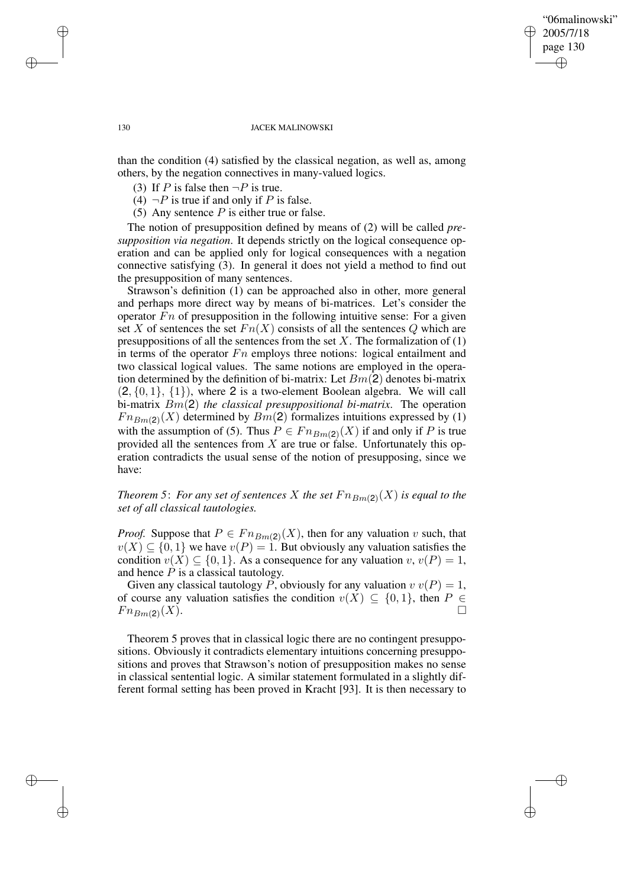than the condition (4) satisfied by the classical negation, as well as, among others, by the negation connectives in many-valued logics.

(3) If $P$ is false then $\neg P$ is true.

(4) $\neg P$ is true if and only if $P$ is false.

(5) Any sentence $P$ is either true or false.

The notion of presupposition defined by means of (2) will be called *presupposition via negation*. It depends strictly on the logical consequence operation and can be applied only for logical consequences with a negation connective satisfying (3). In general it does not yield a method to find out the presupposition of many sentences.

Strawson's definition (1) can be approached also in other, more general and perhaps more direct way by means of bi-matrices. Let's consider the operator $Fn$ of presupposition in the following intuitive sense: For a given set $X$ of sentences the set $Fn(X)$ consists of all the sentences $Q$ which are presuppositions of all the sentences from the set $X$. The formalization of (1) in terms of the operator $Fn$ employs three notions: logical entailment and two classical logical values. The same notions are employed in the operation determined by the definition of bi-matrix: Let $Bm(\mathbf{2})$ denotes bi-matrix $(\mathbf{2}, \{0, 1\}, \{1\})$, where $\mathbf{2}$ is a two-element Boolean algebra. We will call bi-matrix $Bm(\mathbf{2})$ *the classical presuppositional bi-matrix*. The operation $Fn_{Bm(\mathbf{2})}(X)$ determined by $Bm(\mathbf{2})$ formalizes intuitions expressed by (1) with the assumption of (5). Thus $P \in Fn_{Bm(\mathbf{2})}(X)$ if and only if $P$ is true provided all the sentences from $X$ are true or false. Unfortunately this operation contradicts the usual sense of the notion of presupposing, since we have:

*Theorem 5*: *For any set of sentences $X$ the set $Fn_{Bm(\mathbf{2})}(X)$ is equal to the set of all classical tautologies.*

*Proof.* Suppose that $P \in Fn_{Bm(\mathbf{2})}(X)$, then for any valuation $v$ such, that $v(X) \subseteq \{0, 1\}$ we have $v(P) = 1$. But obviously any valuation satisfies the condition $v(X) \subseteq \{0, 1\}$. As a consequence for any valuation $v$, $v(P) = 1$, and hence $P$ is a classical tautology.

Given any classical tautology $P$, obviously for any valuation $v$ $v(P) = 1$, of course any valuation satisfies the condition $v(X) \subseteq \{0, 1\}$, then $P \in Fn_{Bm(\mathbf{2})}(X)$. $\square$

Theorem 5 proves that in classical logic there are no contingent presuppositions. Obviously it contradicts elementary intuitions concerning presuppositions and proves that Strawson's notion of presupposition makes no sense in classical sentential logic. A similar statement formulated in a slightly different formal setting has been proved in Kracht [93]. It is then necessary to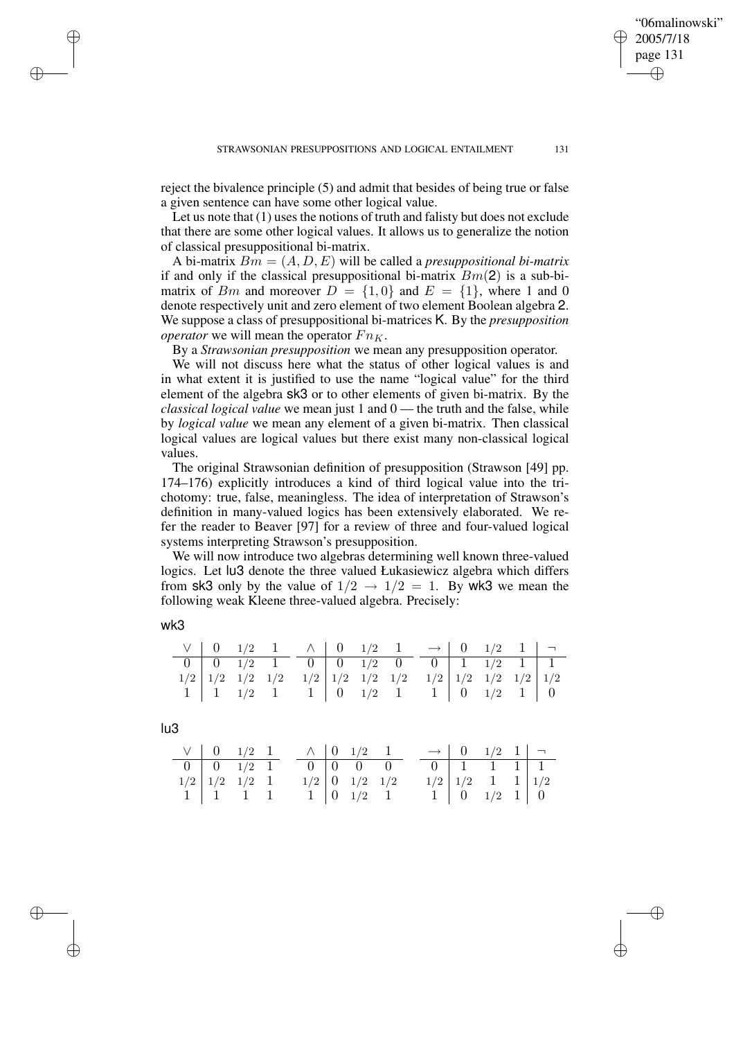reject the bivalence principle (5) and admit that besides of being true or false a given sentence can have some other logical value.

Let us note that (1) uses the notions of truth and falisty but does not exclude that there are some other logical values. It allows us to generalize the notion of classical presuppositional bi-matrix.

A bi-matrix $Bm = (A, D, E)$ will be called a *presuppositional bi-matrix* if and only if the classical presuppositional bi-matrix $Bm(\mathsf{2})$ is a sub-bi-matrix of $Bm$ and moreover $D = \{1, 0\}$ and $E = \{1\}$, where 1 and 0 denote respectively unit and zero element of two element Boolean algebra $\mathsf{2}$. We suppose a class of presuppositional bi-matrices $\mathsf{K}$. By the *presupposition operator* we will mean the operator $Fn_K$.

By a *Strawsonian presupposition* we mean any presupposition operator.

We will not discuss here what the status of other logical values is and in what extent it is justified to use the name "logical value" for the third element of the algebra $\mathsf{sk3}$ or to other elements of given bi-matrix. By the *classical logical value* we mean just 1 and 0 — the truth and the false, while by *logical value* we mean any element of a given bi-matrix. Then classical logical values are logical values but there exist many non-classical logical values.

The original Strawsonian definition of presupposition (Strawson [49] pp. 174–176) explicitly introduces a kind of third logical value into the trichotomy: true, false, meaningless. The idea of interpretation of Strawson's definition in many-valued logics has been extensively elaborated. We refer the reader to Beaver [97] for a review of three and four-valued logical systems interpreting Strawson's presupposition.

We will now introduce two algebras determining well known three-valued logics. Let $\mathsf{lu3}$ denote the three valued Łukasiewicz algebra which differs from $\mathsf{sk3}$ only by the value of $1/2 \to 1/2 = 1$. By $\mathsf{wk3}$ we mean the following weak Kleene three-valued algebra. Precisely:

wk3

| $\vee$ | 0 | 1/2 | 1 |
|---|---|---|---|
| 0 | 0 | 1/2 | 1 |
| 1/2 | 1/2 | 1/2 | 1/2 |
| 1 | 1 | 1/2 | 1 |

| $\wedge$ | 0 | 1/2 | 1 |
|---|---|---|---|
| 0 | 0 | 1/2 | 0 |
| 1/2 | 1/2 | 1/2 | 1/2 |
| 1 | 0 | 1/2 | 1 |

| $\to$ | 0 | 1/2 | 1 | $\neg$ |
|---|---|---|---|---|
| 0 | 1 | 1/2 | 1 | 1 |
| 1/2 | 1/2 | 1/2 | 1/2 | 1/2 |
| 1 | 0 | 1/2 | 1 | 0 |

lu3

| $\vee$ | 0 | 1/2 | 1 |
|---|---|---|---|
| 0 | 0 | 1/2 | 1 |
| 1/2 | 1/2 | 1/2 | 1 |
| 1 | 1 | 1 | 1 |

| $\wedge$ | 0 | 1/2 | 1 |
|---|---|---|---|
| 0 | 0 | 0 | 0 |
| 1/2 | 0 | 1/2 | 1/2 |
| 1 | 0 | 1/2 | 1 |

| $\to$ | 0 | 1/2 | 1 | $\neg$ |
|---|---|---|---|---|
| 0 | 1 | 1 | 1 | 1 |
| 1/2 | 1/2 | 1 | 1 | 1/2 |
| 1 | 0 | 1/2 | 1 | 0 |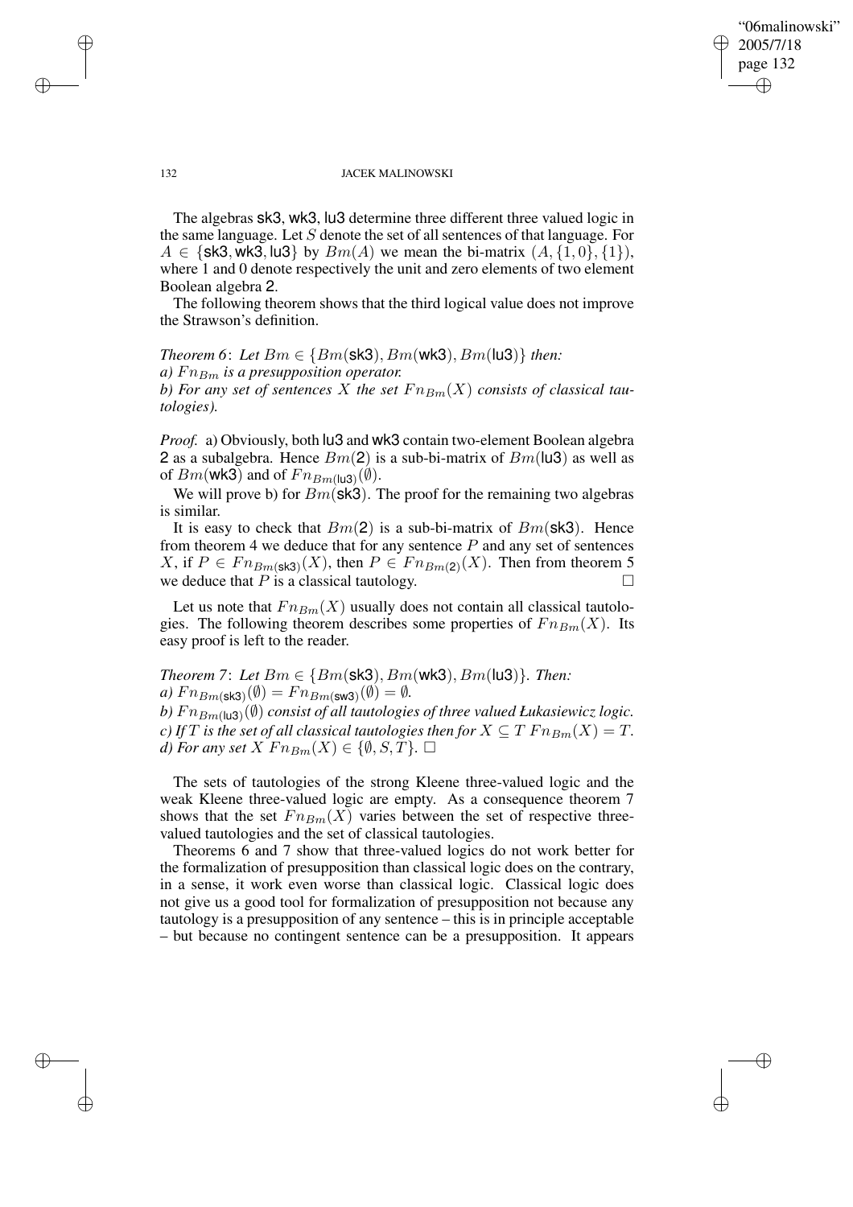The algebras sk3, wk3, lu3 determine three different three valued logic in the same language. Let $S$ denote the set of all sentences of that language. For $A \in \{\mathsf{sk3}, \mathsf{wk3}, \mathsf{lu3}\}$ by $Bm(A)$ we mean the bi-matrix $(A, \{1, 0\}, \{1\})$, where 1 and 0 denote respectively the unit and zero elements of two element Boolean algebra 2.

The following theorem shows that the third logical value does not improve the Strawson's definition.

*Theorem 6*: *Let* $Bm \in \{Bm(\mathsf{sk3}), Bm(\mathsf{wk3}), Bm(\mathsf{lu3})\}$ *then:*
*a)* $Fn_{Bm}$ *is a presupposition operator.*
*b) For any set of sentences* $X$ *the set* $Fn_{Bm}(X)$ *consists of classical tautologies).*

*Proof.* a) Obviously, both lu3 and wk3 contain two-element Boolean algebra 2 as a subalgebra. Hence $Bm(\mathsf{2})$ is a sub-bi-matrix of $Bm(\mathsf{lu3})$ as well as of $Bm(\mathsf{wk3})$ and of $Fn_{Bm(\mathsf{lu3})}(\emptyset)$.

We will prove b) for $Bm(\mathsf{sk3})$. The proof for the remaining two algebras is similar.

It is easy to check that $Bm(\mathsf{2})$ is a sub-bi-matrix of $Bm(\mathsf{sk3})$. Hence from theorem 4 we deduce that for any sentence $P$ and any set of sentences $X$, if $P \in Fn_{Bm(\mathsf{sk3})}(X)$, then $P \in Fn_{Bm(\mathsf{2})}(X)$. Then from theorem 5 we deduce that $P$ is a classical tautology. □

Let us note that $Fn_{Bm}(X)$ usually does not contain all classical tautologies. The following theorem describes some properties of $Fn_{Bm}(X)$. Its easy proof is left to the reader.

*Theorem 7*: *Let* $Bm \in \{Bm(\mathsf{sk3}), Bm(\mathsf{wk3}), Bm(\mathsf{lu3})\}$. *Then:*
*a)* $Fn_{Bm(\mathsf{sk3})}(\emptyset) = Fn_{Bm(\mathsf{sw3})}(\emptyset) = \emptyset$.
*b)* $Fn_{Bm(\mathsf{lu3})}(\emptyset)$ *consist of all tautologies of three valued Łukasiewicz logic.*
*c) If* $T$ *is the set of all classical tautologies then for* $X \subseteq T$ $Fn_{Bm}(X) = T$.
*d) For any set* $X$ $Fn_{Bm}(X) \in \{\emptyset, S, T\}$. □

The sets of tautologies of the strong Kleene three-valued logic and the weak Kleene three-valued logic are empty. As a consequence theorem 7 shows that the set $Fn_{Bm}(X)$ varies between the set of respective three-valued tautologies and the set of classical tautologies.

Theorems 6 and 7 show that three-valued logics do not work better for the formalization of presupposition than classical logic does on the contrary, in a sense, it work even worse than classical logic. Classical logic does not give us a good tool for formalization of presupposition not because any tautology is a presupposition of any sentence – this is in principle acceptable – but because no contingent sentence can be a presupposition. It appears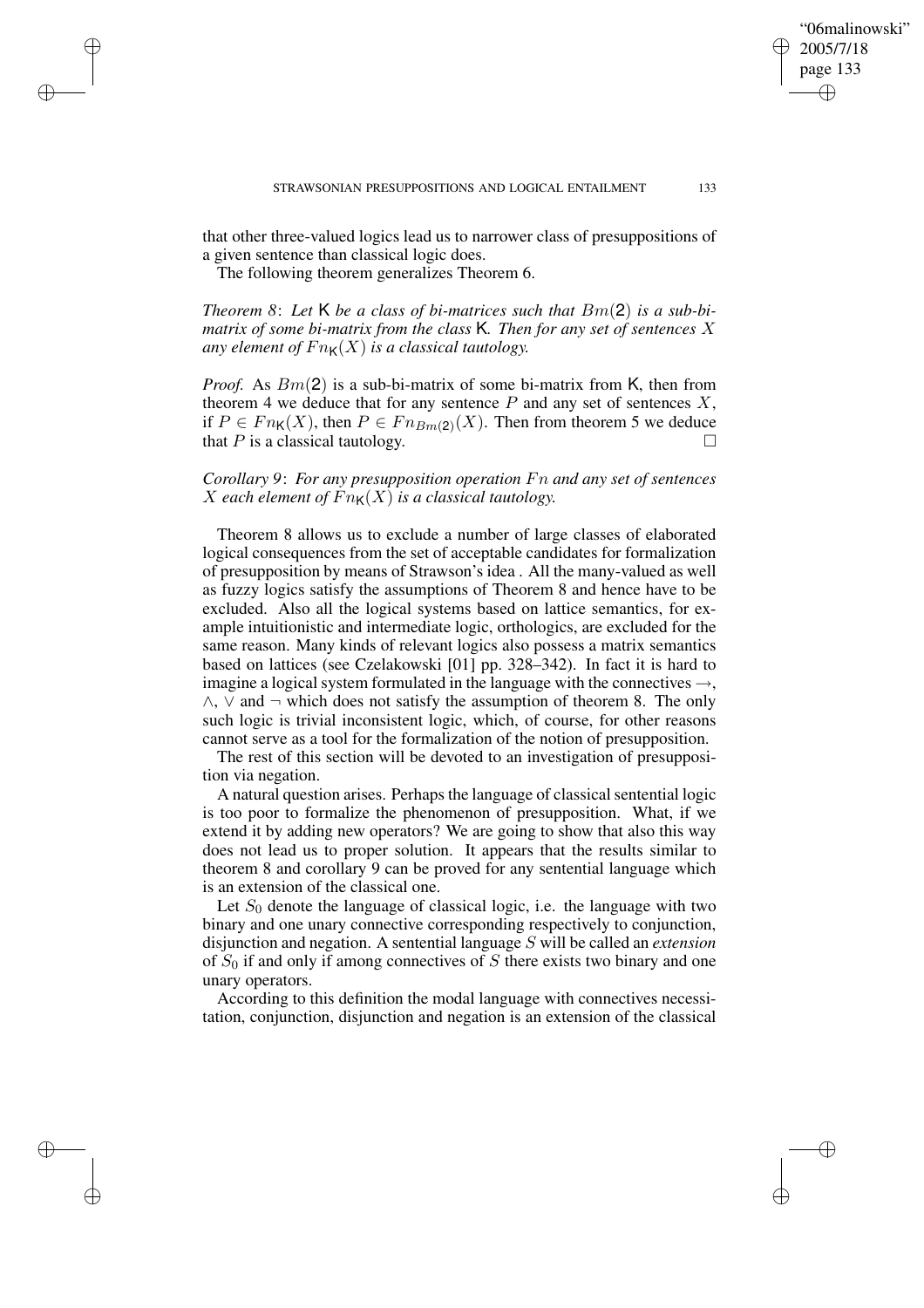that other three-valued logics lead us to narrower class of presuppositions of a given sentence than classical logic does.

The following theorem generalizes Theorem 6.

*Theorem 8*: *Let* $\mathsf{K}$ *be a class of bi-matrices such that* $Bm(\mathbf{2})$ *is a sub-bi-matrix of some bi-matrix from the class* $\mathsf{K}$*. Then for any set of sentences* $X$ *any element of* $Fn_{\mathsf{K}}(X)$ *is a classical tautology.*

*Proof.* As $Bm(\mathbf{2})$ is a sub-bi-matrix of some bi-matrix from $\mathsf{K}$, then from theorem 4 we deduce that for any sentence $P$ and any set of sentences $X$, if $P \in Fn_{\mathsf{K}}(X)$, then $P \in Fn_{Bm(\mathbf{2})}(X)$. Then from theorem 5 we deduce that $P$ is a classical tautology. □

*Corollary 9*: *For any presupposition operation* $Fn$ *and any set of sentences* $X$ *each element of* $Fn_{\mathsf{K}}(X)$ *is a classical tautology.*

Theorem 8 allows us to exclude a number of large classes of elaborated logical consequences from the set of acceptable candidates for formalization of presupposition by means of Strawson's idea . All the many-valued as well as fuzzy logics satisfy the assumptions of Theorem 8 and hence have to be excluded. Also all the logical systems based on lattice semantics, for example intuitionistic and intermediate logic, orthologics, are excluded for the same reason. Many kinds of relevant logics also possess a matrix semantics based on lattices (see Czelakowski [01] pp. 328–342). In fact it is hard to imagine a logical system formulated in the language with the connectives $\rightarrow$, $\wedge$, $\vee$ and $\neg$ which does not satisfy the assumption of theorem 8. The only such logic is trivial inconsistent logic, which, of course, for other reasons cannot serve as a tool for the formalization of the notion of presupposition.

The rest of this section will be devoted to an investigation of presupposition via negation.

A natural question arises. Perhaps the language of classical sentential logic is too poor to formalize the phenomenon of presupposition. What, if we extend it by adding new operators? We are going to show that also this way does not lead us to proper solution. It appears that the results similar to theorem 8 and corollary 9 can be proved for any sentential language which is an extension of the classical one.

Let $S_0$ denote the language of classical logic, i.e. the language with two binary and one unary connective corresponding respectively to conjunction, disjunction and negation. A sentential language $S$ will be called an *extension* of $S_0$ if and only if among connectives of $S$ there exists two binary and one unary operators.

According to this definition the modal language with connectives necessitation, conjunction, disjunction and negation is an extension of the classical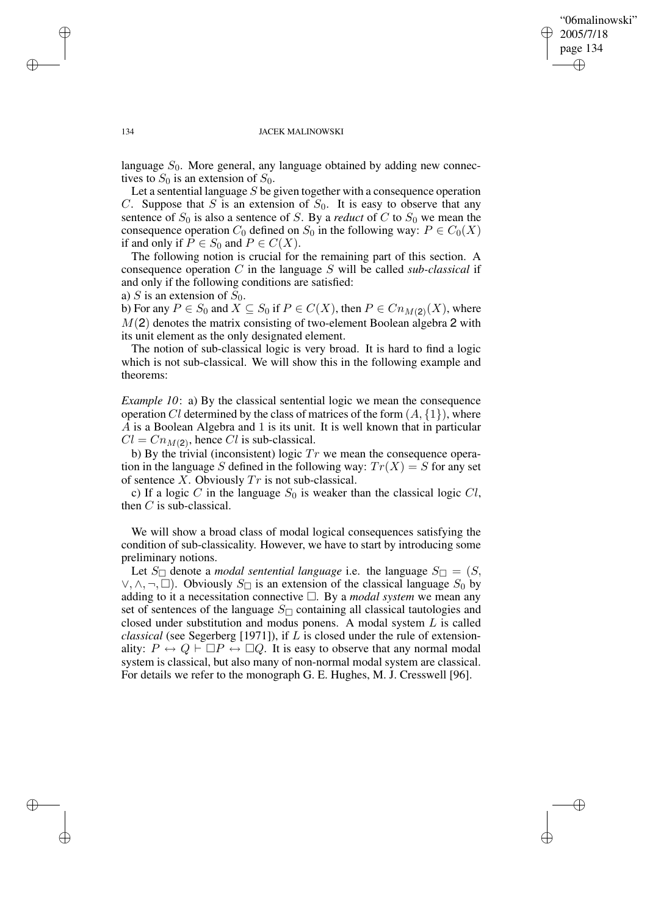language $S_0$. More general, any language obtained by adding new connectives to $S_0$ is an extension of $S_0$.

Let a sentential language $S$ be given together with a consequence operation $C$. Suppose that $S$ is an extension of $S_0$. It is easy to observe that any sentence of $S_0$ is also a sentence of $S$. By a *reduct* of $C$ to $S_0$ we mean the consequence operation $C_0$ defined on $S_0$ in the following way: $P \in C_0(X)$ if and only if $P \in S_0$ and $P \in C(X)$.

The following notion is crucial for the remaining part of this section. A consequence operation $C$ in the language $S$ will be called *sub-classical* if and only if the following conditions are satisfied:

a) $S$ is an extension of $S_0$.

b) For any $P \in S_0$ and $X \subseteq S_0$ if $P \in C(X)$, then $P \in Cn_{M(\mathbf{2})}(X)$, where $M(\mathbf{2})$ denotes the matrix consisting of two-element Boolean algebra $\mathbf{2}$ with its unit element as the only designated element.

The notion of sub-classical logic is very broad. It is hard to find a logic which is not sub-classical. We will show this in the following example and theorems:

*Example 10*: a) By the classical sentential logic we mean the consequence operation $Cl$ determined by the class of matrices of the form $(A, \{1\})$, where $A$ is a Boolean Algebra and 1 is its unit. It is well known that in particular $Cl = Cn_{M(\mathbf{2})}$, hence $Cl$ is sub-classical.

b) By the trivial (inconsistent) logic $Tr$ we mean the consequence operation in the language $S$ defined in the following way: $Tr(X) = S$ for any set of sentence $X$. Obviously $Tr$ is not sub-classical.

c) If a logic $C$ in the language $S_0$ is weaker than the classical logic $Cl$, then $C$ is sub-classical.

We will show a broad class of modal logical consequences satisfying the condition of sub-classicality. However, we have to start by introducing some preliminary notions.

Let $S_\Box$ denote a *modal sentential language* i.e. the language $S_\Box = (S, \vee, \wedge, \neg, \Box)$. Obviously $S_\Box$ is an extension of the classical language $S_0$ by adding to it a necessitation connective $\Box$. By a *modal system* we mean any set of sentences of the language $S_\Box$ containing all classical tautologies and closed under substitution and modus ponens. A modal system $L$ is called *classical* (see Segerberg [1971]), if $L$ is closed under the rule of extensionality: $P \leftrightarrow Q \vdash \Box P \leftrightarrow \Box Q$. It is easy to observe that any normal modal system is classical, but also many of non-normal modal system are classical. For details we refer to the monograph G. E. Hughes, M. J. Cresswell [96].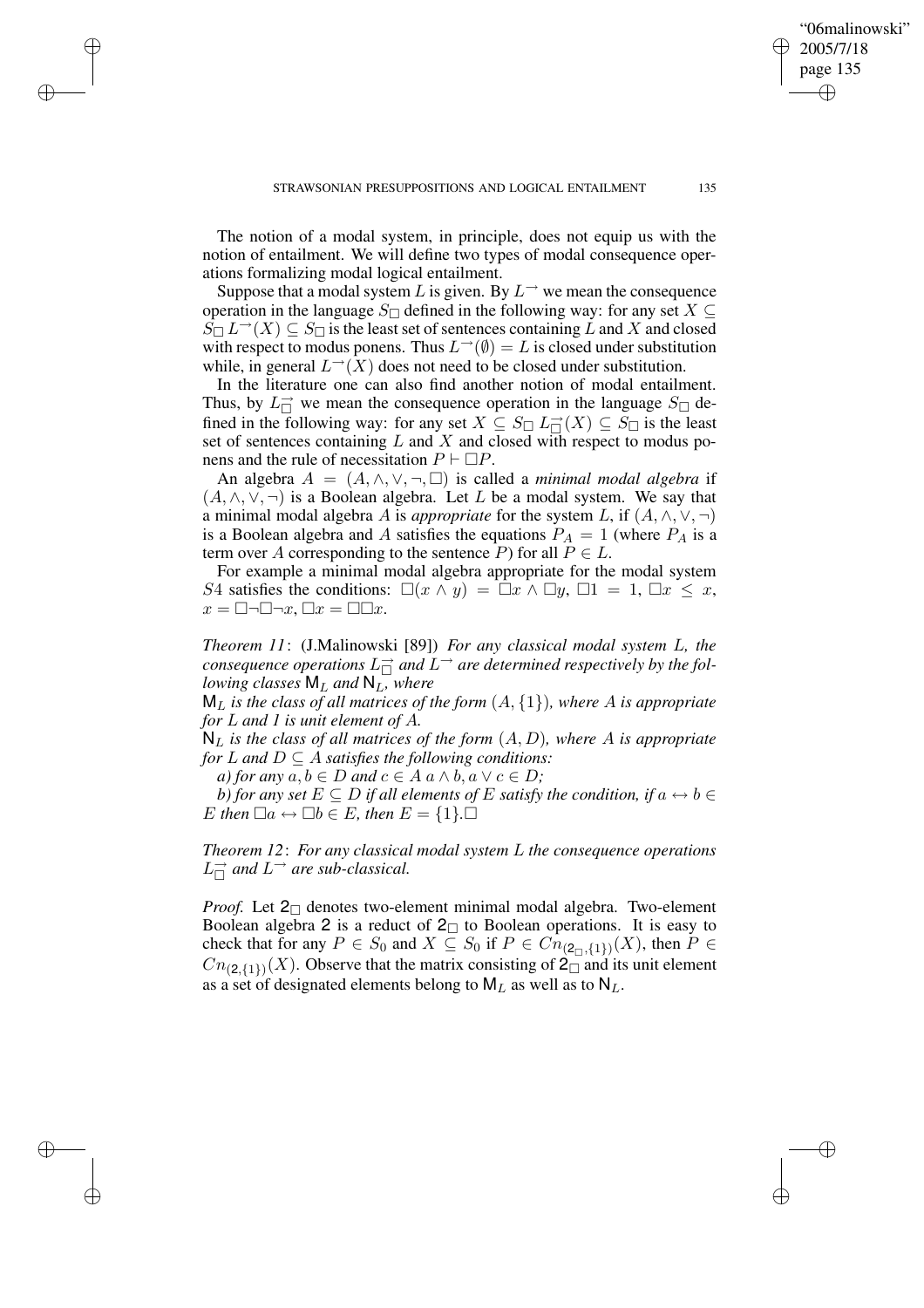The notion of a modal system, in principle, does not equip us with the notion of entailment. We will define two types of modal consequence operations formalizing modal logical entailment.

Suppose that a modal system $L$ is given. By $L^{\rightarrow}$ we mean the consequence operation in the language $S_{\Box}$ defined in the following way: for any set $X \subseteq S_{\Box}$ $L^{\rightarrow}(X) \subseteq S_{\Box}$ is the least set of sentences containing $L$ and $X$ and closed with respect to modus ponens. Thus $L^{\rightarrow}(\emptyset) = L$ is closed under substitution while, in general $L^{\rightarrow}(X)$ does not need to be closed under substitution.

In the literature one can also find another notion of modal entailment. Thus, by $L^{\rightarrow}_{\Box}$ we mean the consequence operation in the language $S_{\Box}$ defined in the following way: for any set $X \subseteq S_{\Box}$ $L^{\rightarrow}_{\Box}(X) \subseteq S_{\Box}$ is the least set of sentences containing $L$ and $X$ and closed with respect to modus ponens and the rule of necessitation $P \vdash \Box P$.

An algebra $A = (A, \wedge, \vee, \neg, \Box)$ is called a *minimal modal algebra* if $(A, \wedge, \vee, \neg)$ is a Boolean algebra. Let $L$ be a modal system. We say that a minimal modal algebra $A$ is *appropriate* for the system $L$, if $(A, \wedge, \vee, \neg)$ is a Boolean algebra and $A$ satisfies the equations $P_A = 1$ (where $P_A$ is a term over $A$ corresponding to the sentence $P$) for all $P \in L$.

For example a minimal modal algebra appropriate for the modal system $S4$ satisfies the conditions: $\Box(x \wedge y) = \Box x \wedge \Box y$, $\Box 1 = 1$, $\Box x \leq x$, $x = \Box\neg\Box\neg x$, $\Box x = \Box\Box x$.

*Theorem 11*: (J.Malinowski [89]) *For any classical modal system $L$, the consequence operations $L^{\rightarrow}_{\Box}$ and $L^{\rightarrow}$ are determined respectively by the following classes $\mathsf{M}_L$ and $\mathsf{N}_L$, where*

*$\mathsf{M}_L$ is the class of all matrices of the form $(A, \{1\})$, where $A$ is appropriate for $L$ and 1 is unit element of $A$.*

*$\mathsf{N}_L$ is the class of all matrices of the form $(A, D)$, where $A$ is appropriate for $L$ and $D \subseteq A$ satisfies the following conditions:*

*a) for any $a, b \in D$ and $c \in A$ $a \wedge b, a \vee c \in D$;*

*b) for any set $E \subseteq D$ if all elements of $E$ satisfy the condition, if $a \leftrightarrow b \in E$ then $\Box a \leftrightarrow \Box b \in E$, then $E = \{1\}$.* $\Box$

*Theorem 12*: *For any classical modal system $L$ the consequence operations $L^{\rightarrow}_{\Box}$ and $L^{\rightarrow}$ are sub-classical.*

*Proof.* Let $\mathbf{2}_{\Box}$ denotes two-element minimal modal algebra. Two-element Boolean algebra $\mathbf{2}$ is a reduct of $\mathbf{2}_{\Box}$ to Boolean operations. It is easy to check that for any $P \in S_0$ and $X \subseteq S_0$ if $P \in Cn_{(\mathbf{2}_{\Box}, \{1\})}(X)$, then $P \in Cn_{(\mathbf{2}, \{1\})}(X)$. Observe that the matrix consisting of $\mathbf{2}_{\Box}$ and its unit element as a set of designated elements belong to $\mathsf{M}_L$ as well as to $\mathsf{N}_L$.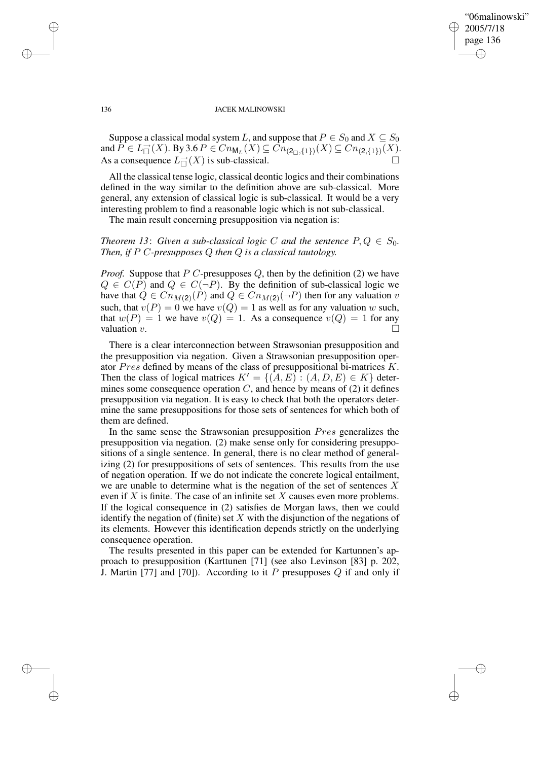Suppose a classical modal system $L$, and suppose that $P \in S_0$ and $X \subseteq S_0$ and $P \in L^{\rightarrow}_{\Box}(X)$. By 3.6 $P \in Cn_{\mathsf{M}_L}(X) \subseteq Cn_{(\mathsf{2}_{\Box},\{1\})}(X) \subseteq Cn_{(\mathsf{2},\{1\})}(X)$. As a consequence $L^{\rightarrow}_{\Box}(X)$ is sub-classical. □

All the classical tense logic, classical deontic logics and their combinations defined in the way similar to the definition above are sub-classical. More general, any extension of classical logic is sub-classical. It would be a very interesting problem to find a reasonable logic which is not sub-classical.

The main result concerning presupposition via negation is:

*Theorem 13*: *Given a sub-classical logic $C$ and the sentence $P, Q \in S_0$. Then, if $P$ $C$-presupposes $Q$ then $Q$ is a classical tautology.*

*Proof.* Suppose that $P$ $C$-presupposes $Q$, then by the definition (2) we have $Q \in C(P)$ and $Q \in C(\neg P)$. By the definition of sub-classical logic we have that $Q \in Cn_{M(\mathsf{2})}(P)$ and $Q \in Cn_{M(\mathsf{2})}(\neg P)$ then for any valuation $v$ such, that $v(P) = 0$ we have $v(Q) = 1$ as well as for any valuation $w$ such, that $w(P) = 1$ we have $v(Q) = 1$. As a consequence $v(Q) = 1$ for any valuation $v$. □

There is a clear interconnection between Strawsonian presupposition and the presupposition via negation. Given a Strawsonian presupposition operator $Pres$ defined by means of the class of presuppositional bi-matrices $K$. Then the class of logical matrices $K' = \{(A, E) : (A, D, E) \in K\}$ determines some consequence operation $C$, and hence by means of (2) it defines presupposition via negation. It is easy to check that both the operators determine the same presuppositions for those sets of sentences for which both of them are defined.

In the same sense the Strawsonian presupposition $Pres$ generalizes the presupposition via negation. (2) make sense only for considering presuppositions of a single sentence. In general, there is no clear method of generalizing (2) for presuppositions of sets of sentences. This results from the use of negation operation. If we do not indicate the concrete logical entailment, we are unable to determine what is the negation of the set of sentences $X$ even if $X$ is finite. The case of an infinite set $X$ causes even more problems. If the logical consequence in (2) satisfies de Morgan laws, then we could identify the negation of (finite) set $X$ with the disjunction of the negations of its elements. However this identification depends strictly on the underlying consequence operation.

The results presented in this paper can be extended for Kartunnen's approach to presupposition (Karttunen [71] (see also Levinson [83] p. 202, J. Martin [77] and [70]). According to it $P$ presupposes $Q$ if and only if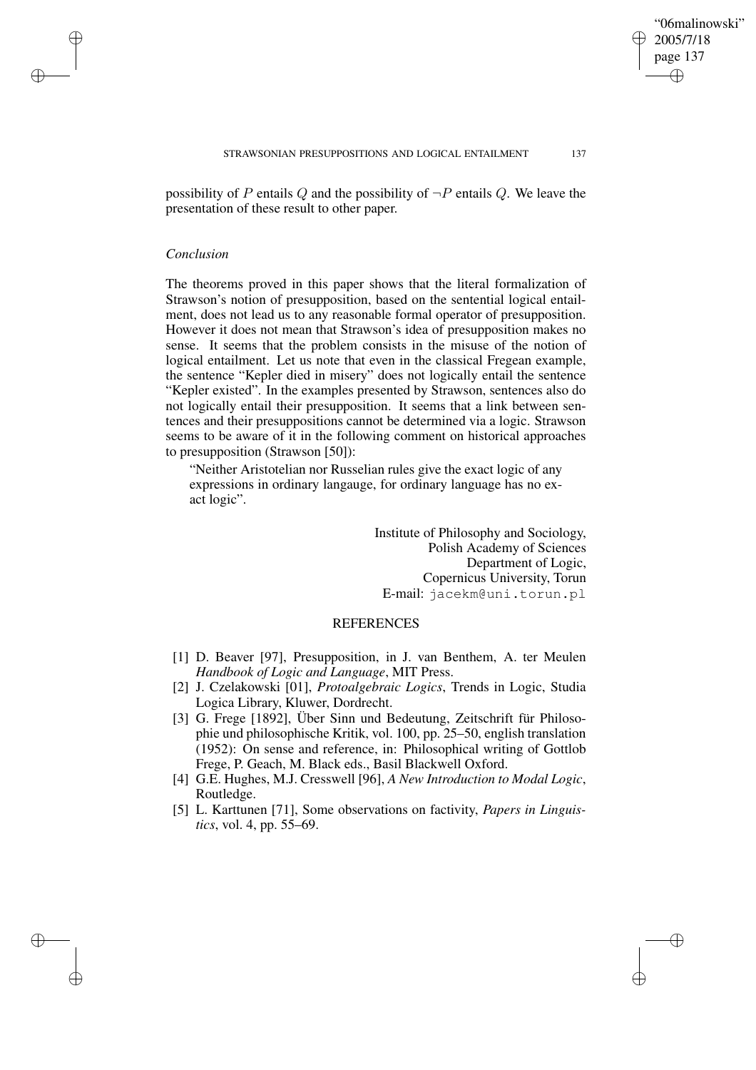possibility of $P$ entails $Q$ and the possibility of $\neg P$ entails $Q$. We leave the presentation of these result to other paper.

### *Conclusion*

The theorems proved in this paper shows that the literal formalization of Strawson's notion of presupposition, based on the sentential logical entailment, does not lead us to any reasonable formal operator of presupposition. However it does not mean that Strawson's idea of presupposition makes no sense. It seems that the problem consists in the misuse of the notion of logical entailment. Let us note that even in the classical Fregean example, the sentence "Kepler died in misery" does not logically entail the sentence "Kepler existed". In the examples presented by Strawson, sentences also do not logically entail their presupposition. It seems that a link between sentences and their presuppositions cannot be determined via a logic. Strawson seems to be aware of it in the following comment on historical approaches to presupposition (Strawson [50]):

> "Neither Aristotelian nor Russelian rules give the exact logic of any expressions in ordinary langauge, for ordinary language has no exact logic".

Institute of Philosophy and Sociology,
Polish Academy of Sciences
Department of Logic,
Copernicus University, Torun
E-mail: `jacekm@uni.torun.pl`

## REFERENCES

[1] D. Beaver [97], Presupposition, in J. van Benthem, A. ter Meulen *Handbook of Logic and Language*, MIT Press.

[2] J. Czelakowski [01], *Protoalgebraic Logics*, Trends in Logic, Studia Logica Library, Kluwer, Dordrecht.

[3] G. Frege [1892], Über Sinn und Bedeutung, Zeitschrift für Philosophie und philosophische Kritik, vol. 100, pp. 25–50, english translation (1952): On sense and reference, in: Philosophical writing of Gottlob Frege, P. Geach, M. Black eds., Basil Blackwell Oxford.

[4] G.E. Hughes, M.J. Cresswell [96], *A New Introduction to Modal Logic*, Routledge.

[5] L. Karttunen [71], Some observations on factivity, *Papers in Linguistics*, vol. 4, pp. 55–69.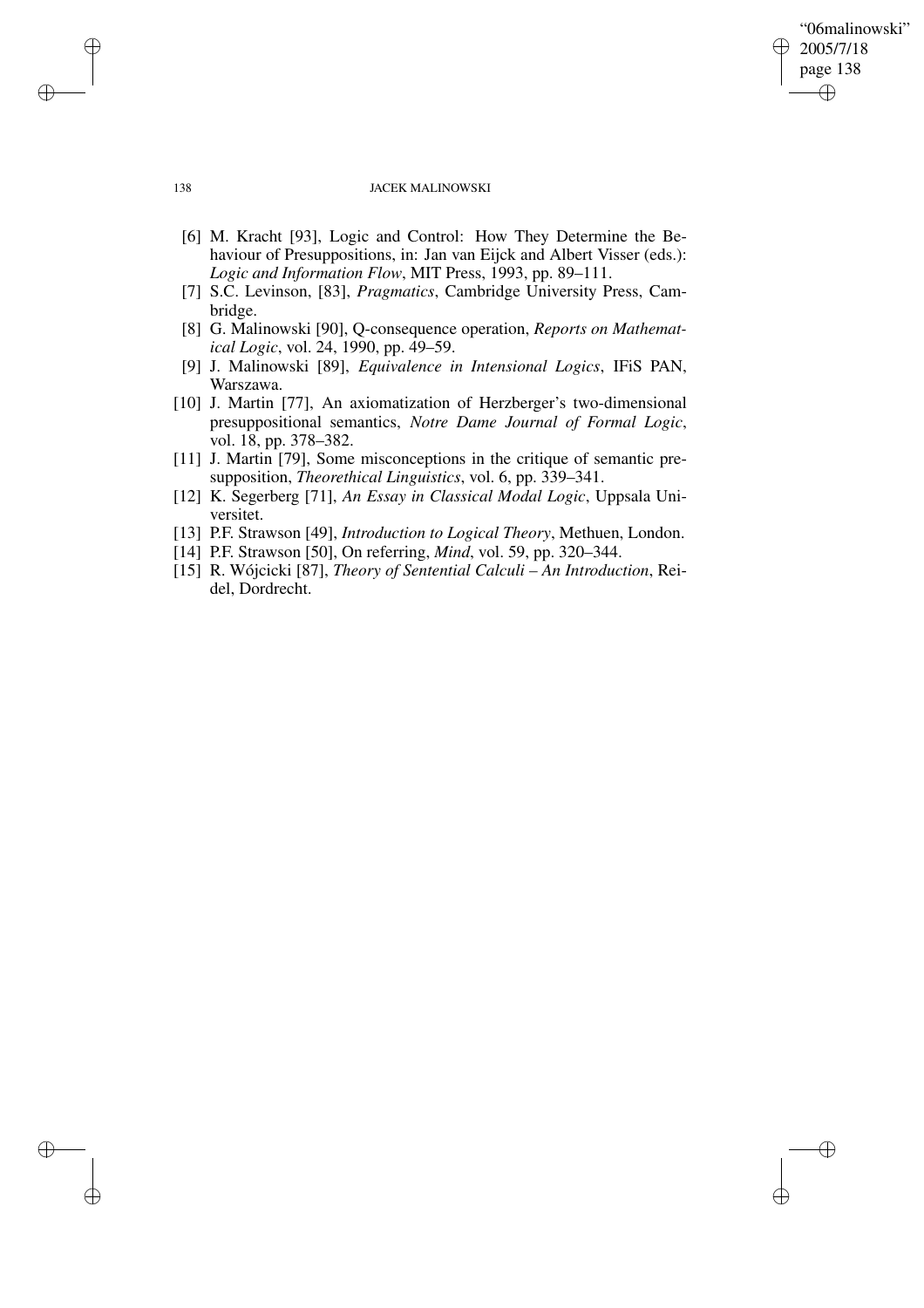[6] M. Kracht [93], Logic and Control: How They Determine the Behaviour of Presuppositions, in: Jan van Eijck and Albert Visser (eds.): *Logic and Information Flow*, MIT Press, 1993, pp. 89–111.

[7] S.C. Levinson, [83], *Pragmatics*, Cambridge University Press, Cambridge.

[8] G. Malinowski [90], Q-consequence operation, *Reports on Mathematical Logic*, vol. 24, 1990, pp. 49–59.

[9] J. Malinowski [89], *Equivalence in Intensional Logics*, IFiS PAN, Warszawa.

[10] J. Martin [77], An axiomatization of Herzberger's two-dimensional presuppositional semantics, *Notre Dame Journal of Formal Logic*, vol. 18, pp. 378–382.

[11] J. Martin [79], Some misconceptions in the critique of semantic presupposition, *Theorethical Linguistics*, vol. 6, pp. 339–341.

[12] K. Segerberg [71], *An Essay in Classical Modal Logic*, Uppsala Universitet.

[13] P.F. Strawson [49], *Introduction to Logical Theory*, Methuen, London.

[14] P.F. Strawson [50], On referring, *Mind*, vol. 59, pp. 320–344.

[15] R. Wójcicki [87], *Theory of Sentential Calculi – An Introduction*, Reidel, Dordrecht.